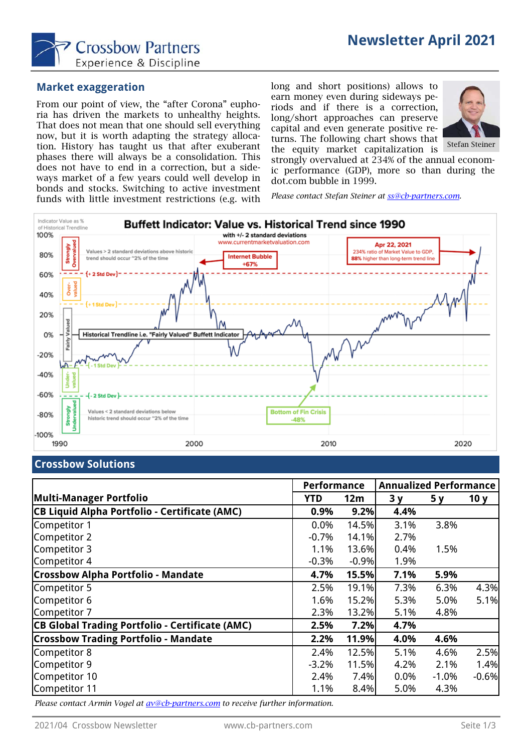# Newsletter April 2021

Crossbow Partners
Experience & Discipline

## Market exaggeration

From our point of view, the "after Corona" euphoria has driven the markets to unhealthy heights. That does not mean that one should sell everything now, but it is worth adapting the strategy allocation. History has taught us that after exuberant phases there will always be a consolidation. This does not have to end in a correction, but a sideways market of a few years could well develop in bonds and stocks. Switching to active investment funds with little investment restrictions (e.g. with long and short positions) allows to earn money even during sideways periods and if there is a correction, long/short approaches can preserve capital and even generate positive returns. The following chart shows that the equity market capitalization is strongly overvalued at 234% of the annual economic performance (GDP), more so than during the dot.com bubble in 1999.

Stefan Steiner

*Please contact Stefan Steiner at ss@cb-partners.com.*

**Buffett Indicator: Value vs. Historical Trend since 1990**

with +/- 2 standard deviations
www.currentmarketvaluation.com

## Crossbow Solutions

| Multi-Manager Portfolio | Performance YTD | 12m | Annualized Performance 3 y | 5 y | 10 y |
|---|---|---|---|---|---|
| **CB Liquid Alpha Portfolio - Certificate (AMC)** | **0.9%** | **9.2%** | **4.4%** | | |
| Competitor 1 | 0.0% | 14.5% | 3.1% | 3.8% | |
| Competitor 2 | -0.7% | 14.1% | 2.7% | | |
| Competitor 3 | 1.1% | 13.6% | 0.4% | 1.5% | |
| Competitor 4 | -0.3% | -0.9% | 1.9% | | |
| **Crossbow Alpha Portfolio - Mandate** | **4.7%** | **15.5%** | **7.1%** | **5.9%** | |
| Competitor 5 | 2.5% | 19.1% | 7.3% | 6.3% | 4.3% |
| Competitor 6 | 1.6% | 15.2% | 5.3% | 5.0% | 5.1% |
| Competitor 7 | 2.3% | 13.2% | 5.1% | 4.8% | |
| **CB Global Trading Portfolio - Certificate (AMC)** | **2.5%** | **7.2%** | **4.7%** | | |
| **Crossbow Trading Portfolio - Mandate** | **2.2%** | **11.9%** | **4.0%** | **4.6%** | |
| Competitor 8 | 2.4% | 12.5% | 5.1% | 4.6% | 2.5% |
| Competitor 9 | -3.2% | 11.5% | 4.2% | 2.1% | 1.4% |
| Competitor 10 | 2.4% | 7.4% | 0.0% | -1.0% | -0.6% |
| Competitor 11 | 1.1% | 8.4% | 5.0% | 4.3% | |

*Please contact Armin Vogel at av@cb-partners.com to receive further information.*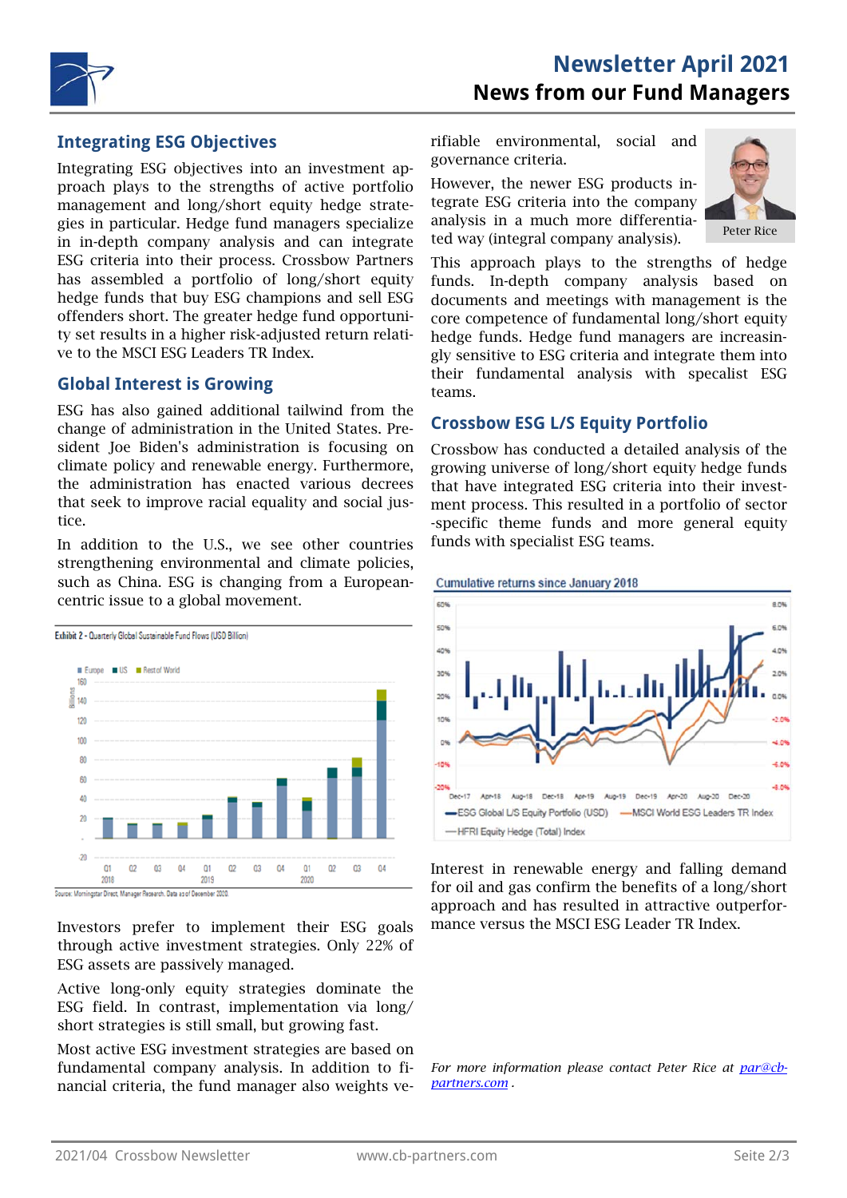# Newsletter April 2021

## News from our Fund Managers

### Integrating ESG Objectives

Integrating ESG objectives into an investment approach plays to the strengths of active portfolio management and long/short equity hedge strategies in particular. Hedge fund managers specialize in in-depth company analysis and can integrate ESG criteria into their process. Crossbow Partners has assembled a portfolio of long/short equity hedge funds that buy ESG champions and sell ESG offenders short. The greater hedge fund opportunity set results in a higher risk-adjusted return relative to the MSCI ESG Leaders TR Index.

### Global Interest is Growing

ESG has also gained additional tailwind from the change of administration in the United States. President Joe Biden's administration is focusing on climate policy and renewable energy. Furthermore, the administration has enacted various decrees that seek to improve racial equality and social justice.

In addition to the U.S., we see other countries strengthening environmental and climate policies, such as China. ESG is changing from a European-centric issue to a global movement.

Exhibit 2 - Quarterly Global Sustainable Fund Flows (USD Billion)

Source: Morningstar Direct, Manager Research. Data as of December 2020.

Investors prefer to implement their ESG goals through active investment strategies. Only 22% of ESG assets are passively managed.

Active long-only equity strategies dominate the ESG field. In contrast, implementation via long/short strategies is still small, but growing fast.

Most active ESG investment strategies are based on fundamental company analysis. In addition to financial criteria, the fund manager also weights verifiable environmental, social and governance criteria.

Peter Rice

However, the newer ESG products integrate ESG criteria into the company analysis in a much more differentiated way (integral company analysis).

This approach plays to the strengths of hedge funds. In-depth company analysis based on documents and meetings with management is the core competence of fundamental long/short equity hedge funds. Hedge fund managers are increasingly sensitive to ESG criteria and integrate them into their fundamental analysis with specalist ESG teams.

### Crossbow ESG L/S Equity Portfolio

Crossbow has conducted a detailed analysis of the growing universe of long/short equity hedge funds that have integrated ESG criteria into their investment process. This resulted in a portfolio of sector-specific theme funds and more general equity funds with specialist ESG teams.

Cumulative returns since January 2018

Interest in renewable energy and falling demand for oil and gas confirm the benefits of a long/short approach and has resulted in attractive outperformance versus the MSCI ESG Leader TR Index.

*For more information please contact Peter Rice at [par@cb-partners.com](mailto:par@cb-partners.com).*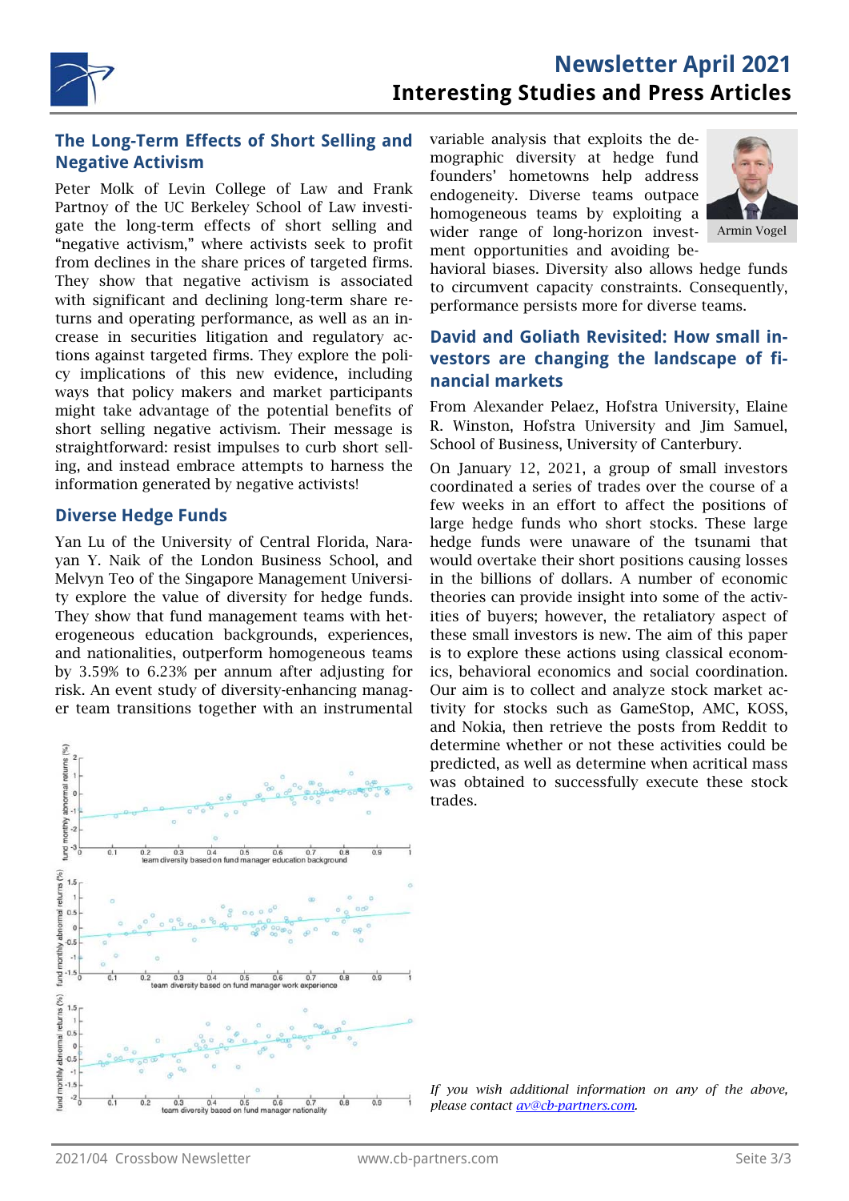## The Long-Term Effects of Short Selling and Negative Activism

Peter Molk of Levin College of Law and Frank Partnoy of the UC Berkeley School of Law investigate the long-term effects of short selling and "negative activism," where activists seek to profit from declines in the share prices of targeted firms. They show that negative activism is associated with significant and declining long-term share returns and operating performance, as well as an increase in securities litigation and regulatory actions against targeted firms. They explore the policy implications of this new evidence, including ways that policy makers and market participants might take advantage of the potential benefits of short selling negative activism. Their message is straightforward: resist impulses to curb short selling, and instead embrace attempts to harness the information generated by negative activists!

## Diverse Hedge Funds

Yan Lu of the University of Central Florida, Narayan Y. Naik of the London Business School, and Melvyn Teo of the Singapore Management University explore the value of diversity for hedge funds. They show that fund management teams with heterogeneous education backgrounds, experiences, and nationalities, outperform homogeneous teams by 3.59% to 6.23% per annum after adjusting for risk. An event study of diversity-enhancing manager team transitions together with an instrumental variable analysis that exploits the demographic diversity at hedge fund founders' hometowns help address endogeneity. Diverse teams outpace homogeneous teams by exploiting a wider range of long-horizon investment opportunities and avoiding behavioral biases. Diversity also allows hedge funds to circumvent capacity constraints. Consequently, performance persists more for diverse teams.

fund monthly abnormal returns (%)
2
1
0
-1
-2
-3
0 0.1 0.2 0.3 0.4 0.5 0.6 0.7 0.8 0.9 1
team diversity based on fund manager education background

fund monthly abnormal returns (%)
1.5
1
0.5
0
-0.5
-1
-1.5
0 0.1 0.2 0.3 0.4 0.5 0.6 0.7 0.8 0.9 1
team diversity based on fund manager work experience

fund monthly abnormal returns (%)
1.5
1
0.5
0
-0.5
-1
-1.5
-2
0 0.1 0.2 0.3 0.4 0.5 0.6 0.7 0.8 0.9 1
team diversity based on fund manager nationality

Armin Vogel

## David and Goliath Revisited: How small investors are changing the landscape of financial markets

From Alexander Pelaez, Hofstra University, Elaine R. Winston, Hofstra University and Jim Samuel, School of Business, University of Canterbury.

On January 12, 2021, a group of small investors coordinated a series of trades over the course of a few weeks in an effort to affect the positions of large hedge funds who short stocks. These large hedge funds were unaware of the tsunami that would overtake their short positions causing losses in the billions of dollars. A number of economic theories can provide insight into some of the activities of buyers; however, the retaliatory aspect of these small investors is new. The aim of this paper is to explore these actions using classical economics, behavioral economics and social coordination. Our aim is to collect and analyze stock market activity for stocks such as GameStop, AMC, KOSS, and Nokia, then retrieve the posts from Reddit to determine whether or not these activities could be predicted, as well as determine when acritical mass was obtained to successfully execute these stock trades.

*If you wish additional information on any of the above, please contact [av@cb-partners.com](mailto:av@cb-partners.com).*